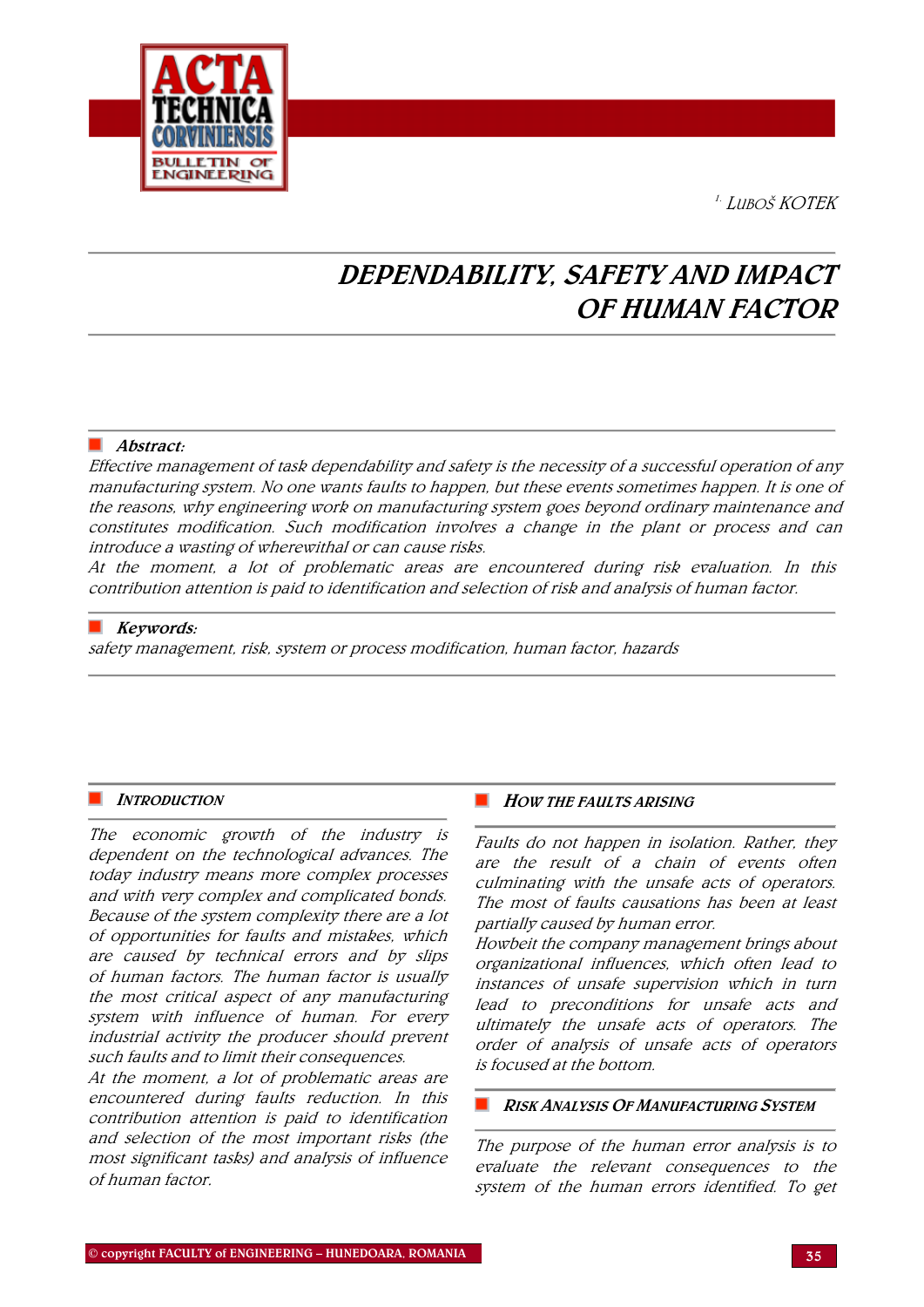[1.] LUBOŠ KOTEK

# DEPENDABILITY, SAFETY AND IMPACT OF HUMAN FACTOR

**Abstract:**

*Effective management of task dependability and safety is the necessity of a successful operation of any manufacturing system. No one wants faults to happen, but these events sometimes happen. It is one of the reasons, why engineering work on manufacturing system goes beyond ordinary maintenance and constitutes modification. Such modification involves a change in the plant or process and can introduce a wasting of wherewithal or can cause risks.*

*At the moment, a lot of problematic areas are encountered during risk evaluation. In this contribution attention is paid to identification and selection of risk and analysis of human factor.*

**Keywords:**

*safety management, risk, system or process modification, human factor, hazards*

## INTRODUCTION

The economic growth of the industry is dependent on the technological advances. The today industry means more complex processes and with very complex and complicated bonds. Because of the system complexity there are a lot of opportunities for faults and mistakes, which are caused by technical errors and by slips of human factors. The human factor is usually the most critical aspect of any manufacturing system with influence of human. For every industrial activity the producer should prevent such faults and to limit their consequences.

At the moment, a lot of problematic areas are encountered during faults reduction. In this contribution attention is paid to identification and selection of the most important risks (the most significant tasks) and analysis of influence of human factor.

## HOW THE FAULTS ARISING

Faults do not happen in isolation. Rather, they are the result of a chain of events often culminating with the unsafe acts of operators. The most of faults causations has been at least partially caused by human error.

Howbeit the company management brings about organizational influences, which often lead to instances of unsafe supervision which in turn lead to preconditions for unsafe acts and ultimately the unsafe acts of operators. The order of analysis of unsafe acts of operators is focused at the bottom.

## RISK ANALYSIS OF MANUFACTURING SYSTEM

The purpose of the human error analysis is to evaluate the relevant consequences to the system of the human errors identified. To get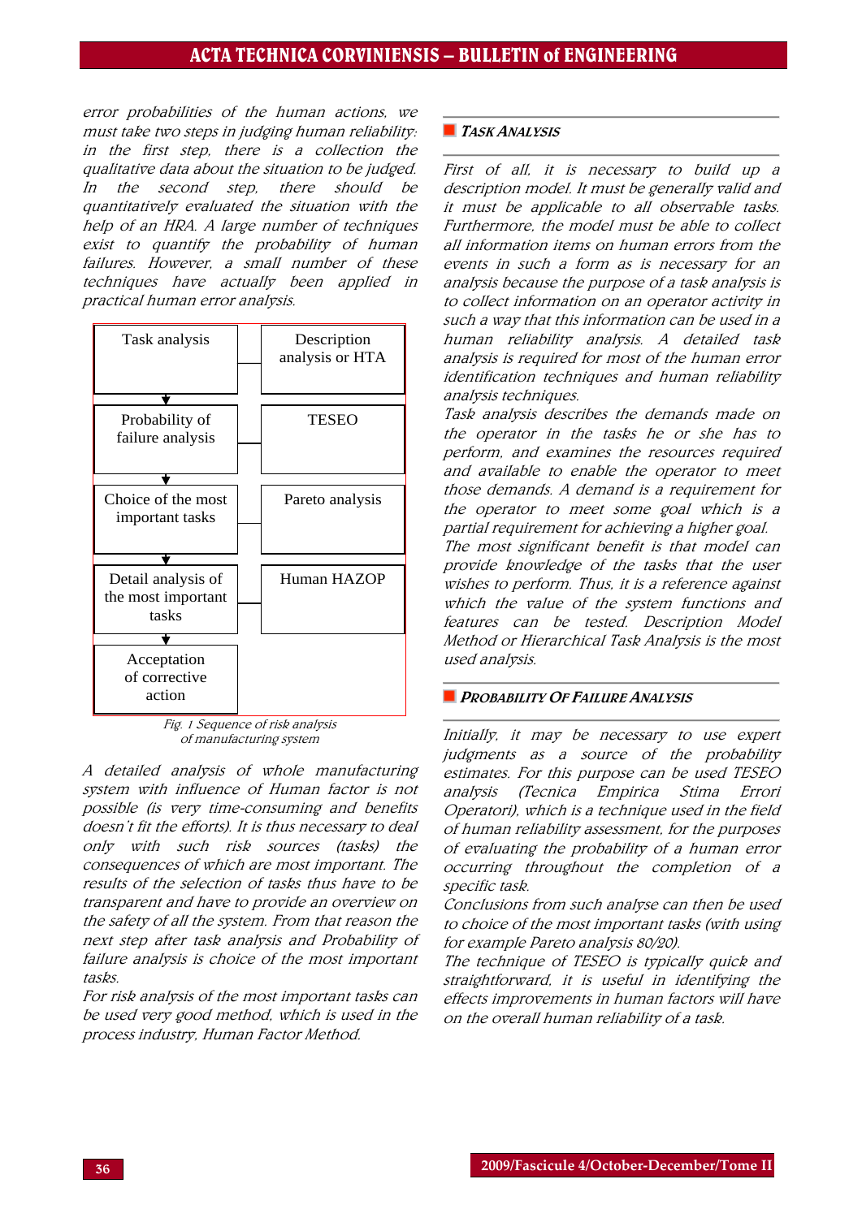error probabilities of the human actions, we must take two steps in judging human reliability: in the first step, there is a collection the qualitative data about the situation to be judged. In the second step, there should be quantitatively evaluated the situation with the help of an HRA. A large number of techniques exist to quantify the probability of human failures. However, a small number of these techniques have actually been applied in practical human error analysis.

| | |
|---|---|
| Task analysis | Description analysis or HTA |
| Probability of failure analysis | TESEO |
| Choice of the most important tasks | Pareto analysis |
| Detail analysis of the most important tasks | Human HAZOP |
| Acceptation of corrective action | |

Fig. 1 Sequence of risk analysis of manufacturing system

A detailed analysis of whole manufacturing system with influence of Human factor is not possible (is very time-consuming and benefits doesn't fit the efforts). It is thus necessary to deal only with such risk sources (tasks) the consequences of which are most important. The results of the selection of tasks thus have to be transparent and have to provide an overview on the safety of all the system. From that reason the next step after task analysis and Probability of failure analysis is choice of the most important tasks.

For risk analysis of the most important tasks can be used very good method, which is used in the process industry, Human Factor Method.

## TASK ANALYSIS

First of all, it is necessary to build up a description model. It must be generally valid and it must be applicable to all observable tasks. Furthermore, the model must be able to collect all information items on human errors from the events in such a form as is necessary for an analysis because the purpose of a task analysis is to collect information on an operator activity in such a way that this information can be used in a human reliability analysis. A detailed task analysis is required for most of the human error identification techniques and human reliability analysis techniques.

Task analysis describes the demands made on the operator in the tasks he or she has to perform, and examines the resources required and available to enable the operator to meet those demands. A demand is a requirement for the operator to meet some goal which is a partial requirement for achieving a higher goal.

The most significant benefit is that model can provide knowledge of the tasks that the user wishes to perform. Thus, it is a reference against which the value of the system functions and features can be tested. Description Model Method or Hierarchical Task Analysis is the most used analysis.

## PROBABILITY OF FAILURE ANALYSIS

Initially, it may be necessary to use expert judgments as a source of the probability estimates. For this purpose can be used TESEO analysis (Tecnica Empirica Stima Errori Operatori), which is a technique used in the field of human reliability assessment, for the purposes of evaluating the probability of a human error occurring throughout the completion of a specific task.

Conclusions from such analyse can then be used to choice of the most important tasks (with using for example Pareto analysis 80/20).

The technique of TESEO is typically quick and straightforward, it is useful in identifying the effects improvements in human factors will have on the overall human reliability of a task.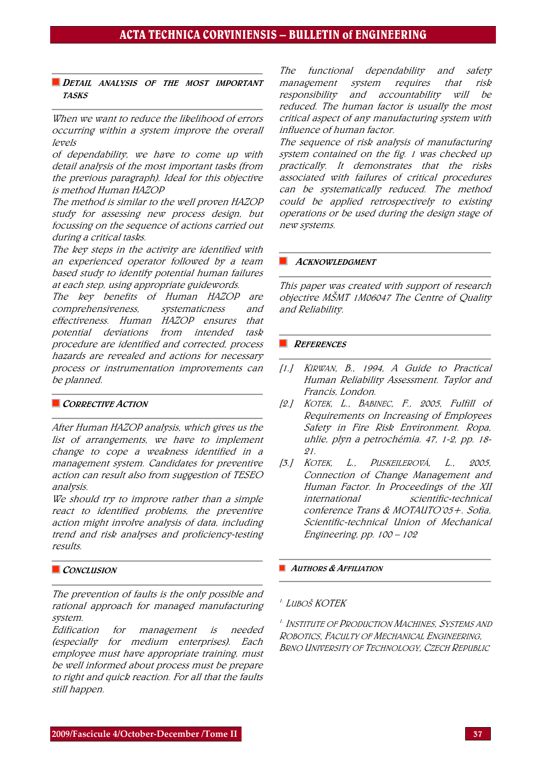## Detail Analysis of the Most Important Tasks

*When we want to reduce the likelihood of errors occurring within a system improve the overall levels*

*of dependability, we have to come up with detail analysis of the most important tasks (from the previous paragraph). Ideal for this objective is method Human HAZOP*

*The method is similar to the well proven HAZOP study for assessing new process design, but focussing on the sequence of actions carried out during a critical tasks.*

*The key steps in the activity are identified with an experienced operator followed by a team based study to identify potential human failures at each step, using appropriate guidewords.*

*The key benefits of Human HAZOP are comprehensiveness, systematicness and effectiveness. Human HAZOP ensures that potential deviations from intended task procedure are identified and corrected, process hazards are revealed and actions for necessary process or instrumentation improvements can be planned.*

## Corrective Action

*After Human HAZOP analysis, which gives us the list of arrangements, we have to implement change to cope a weakness identified in a management system. Candidates for preventive action can result also from suggestion of TESEO analysis.*

*We should try to improve rather than a simple react to identified problems, the preventive action might involve analysis of data, including trend and risk analyses and proficiency-testing results.*

## Conclusion

*The prevention of faults is the only possible and rational approach for managed manufacturing system.*

*Edification for management is needed (especially for medium enterprises). Each employee must have appropriate training, must be well informed about process must be prepare to right and quick reaction. For all that the faults still happen.*

*The functional dependability and safety management system requires that risk responsibility and accountability will be reduced. The human factor is usually the most critical aspect of any manufacturing system with influence of human factor.*

*The sequence of risk analysis of manufacturing system contained on the fig. 1 was checked up practically. It demonstrates that the risks associated with failures of critical procedures can be systematically reduced. The method could be applied retrospectively to existing operations or be used during the design stage of new systems.*

## Acknowledgment

*This paper was created with support of research objective MŠMT 1M06047 The Centre of Quality and Reliability.*

## References

[1.] *Kirwan, B., 1994, A Guide to Practical Human Reliability Assessment. Taylor and Francis, London.*

[2.] *Kotek, L., Babinec, F., 2005, Fulfill of Requirements on Increasing of Employees Safety in Fire Risk Environment. Ropa, uhlie, plyn a petrochémia. 47, 1-2, pp. 18-21.*

[3.] *Kotek, L., Puskeilerová, L., 2005, Connection of Change Management and Human Factor. In Proceedings of the XII international scientific-technical conference Trans & MOTAUTO'05+. Sofia, Scientific-technical Union of Mechanical Engineering, pp. 100 – 102*

## Authors & Affiliation

[1.] *Luboš Kotek*

[1.] *Institute of Production Machines, Systems and Robotics, Faculty of Mechanical Engineering, Brno University of Technology, Czech Republic*